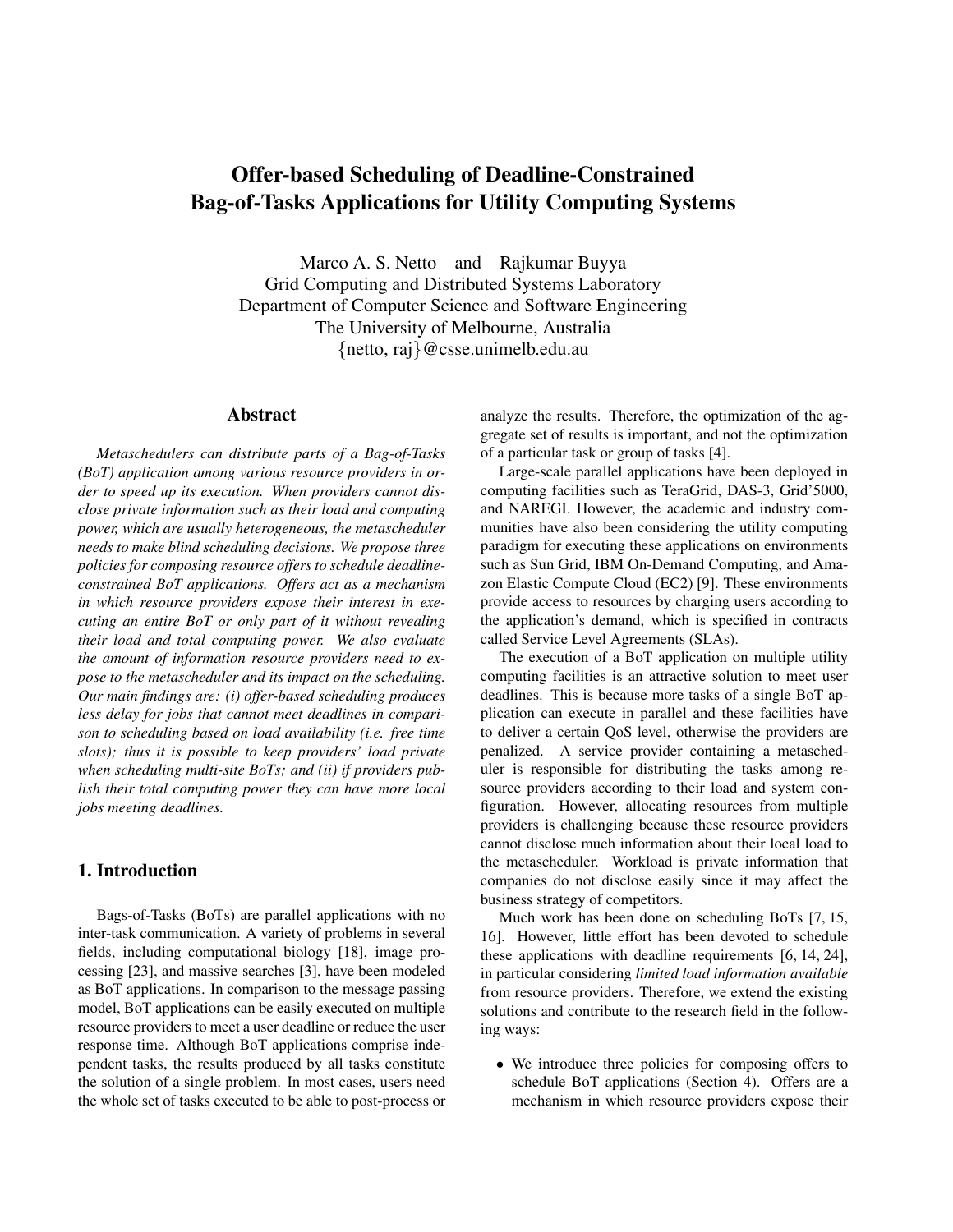# Offer-based Scheduling of Deadline-Constrained Bag-of-Tasks Applications for Utility Computing Systems

Marco A. S. Netto and Rajkumar Buyya
Grid Computing and Distributed Systems Laboratory
Department of Computer Science and Software Engineering
The University of Melbourne, Australia
{netto, raj}@csse.unimelb.edu.au

## Abstract

*Metaschedulers can distribute parts of a Bag-of-Tasks (BoT) application among various resource providers in order to speed up its execution. When providers cannot disclose private information such as their load and computing power, which are usually heterogeneous, the metascheduler needs to make blind scheduling decisions. We propose three policies for composing resource offers to schedule deadline-constrained BoT applications. Offers act as a mechanism in which resource providers expose their interest in executing an entire BoT or only part of it without revealing their load and total computing power. We also evaluate the amount of information resource providers need to expose to the metascheduler and its impact on the scheduling. Our main findings are: (i) offer-based scheduling produces less delay for jobs that cannot meet deadlines in comparison to scheduling based on load availability (i.e. free time slots); thus it is possible to keep providers' load private when scheduling multi-site BoTs; and (ii) if providers publish their total computing power they can have more local jobs meeting deadlines.*

## 1. Introduction

Bags-of-Tasks (BoTs) are parallel applications with no inter-task communication. A variety of problems in several fields, including computational biology [18], image processing [23], and massive searches [3], have been modeled as BoT applications. In comparison to the message passing model, BoT applications can be easily executed on multiple resource providers to meet a user deadline or reduce the user response time. Although BoT applications comprise independent tasks, the results produced by all tasks constitute the solution of a single problem. In most cases, users need the whole set of tasks executed to be able to post-process or analyze the results. Therefore, the optimization of the aggregate set of results is important, and not the optimization of a particular task or group of tasks [4].

Large-scale parallel applications have been deployed in computing facilities such as TeraGrid, DAS-3, Grid'5000, and NAREGI. However, the academic and industry communities have also been considering the utility computing paradigm for executing these applications on environments such as Sun Grid, IBM On-Demand Computing, and Amazon Elastic Compute Cloud (EC2) [9]. These environments provide access to resources by charging users according to the application's demand, which is specified in contracts called Service Level Agreements (SLAs).

The execution of a BoT application on multiple utility computing facilities is an attractive solution to meet user deadlines. This is because more tasks of a single BoT application can execute in parallel and these facilities have to deliver a certain QoS level, otherwise the providers are penalized. A service provider containing a metascheduler is responsible for distributing the tasks among resource providers according to their load and system configuration. However, allocating resources from multiple providers is challenging because these resource providers cannot disclose much information about their local load to the metascheduler. Workload is private information that companies do not disclose easily since it may affect the business strategy of competitors.

Much work has been done on scheduling BoTs [7, 15, 16]. However, little effort has been devoted to schedule these applications with deadline requirements [6, 14, 24], in particular considering *limited load information available* from resource providers. Therefore, we extend the existing solutions and contribute to the research field in the following ways:

- We introduce three policies for composing offers to schedule BoT applications (Section 4). Offers are a mechanism in which resource providers expose their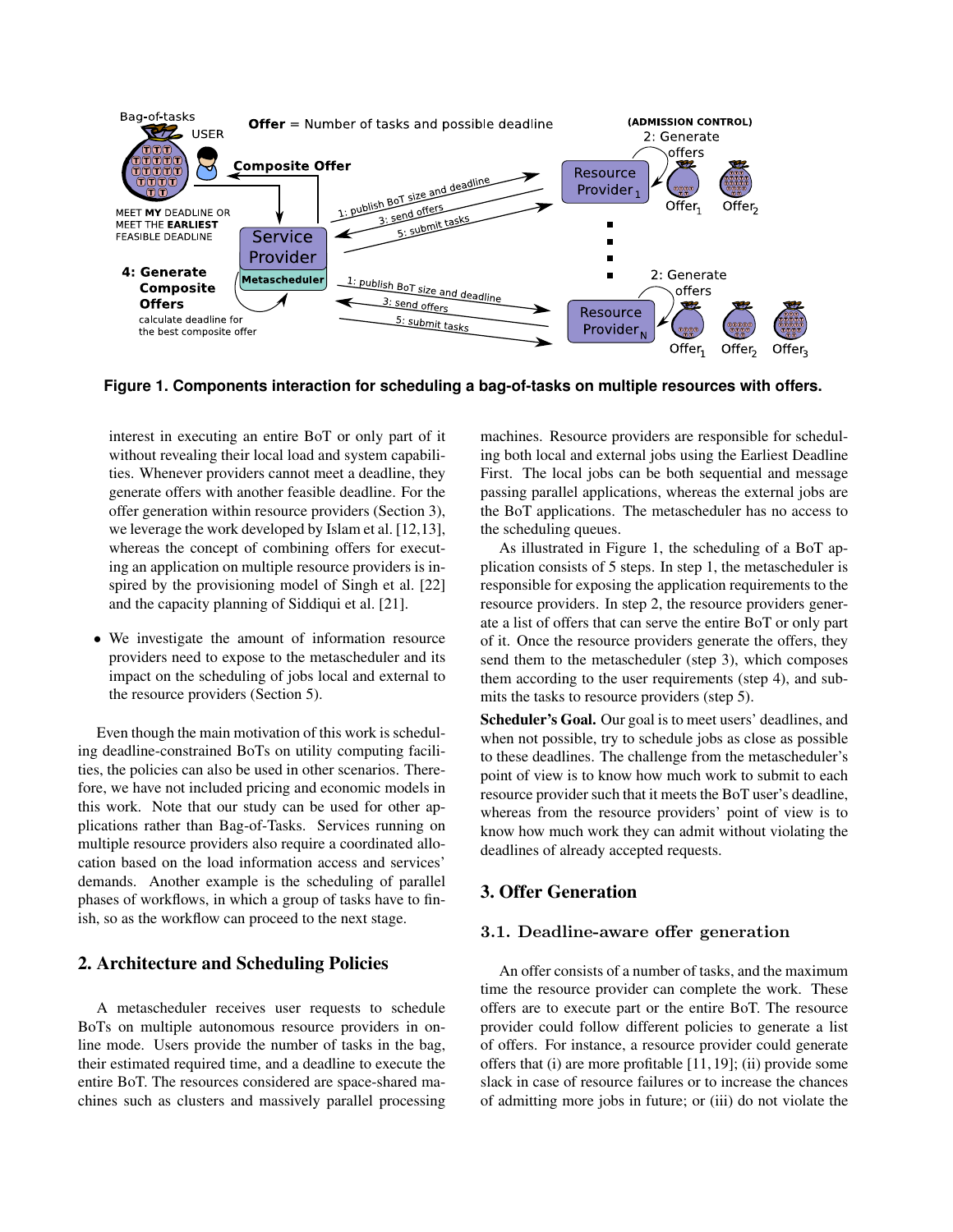**Figure 1. Components interaction for scheduling a bag-of-tasks on multiple resources with offers.**

interest in executing an entire BoT or only part of it without revealing their local load and system capabilities. Whenever providers cannot meet a deadline, they generate offers with another feasible deadline. For the offer generation within resource providers (Section 3), we leverage the work developed by Islam et al. [12,13], whereas the concept of combining offers for executing an application on multiple resource providers is inspired by the provisioning model of Singh et al. [22] and the capacity planning of Siddiqui et al. [21].

- We investigate the amount of information resource providers need to expose to the metascheduler and its impact on the scheduling of jobs local and external to the resource providers (Section 5).

Even though the main motivation of this work is scheduling deadline-constrained BoTs on utility computing facilities, the policies can also be used in other scenarios. Therefore, we have not included pricing and economic models in this work. Note that our study can be used for other applications rather than Bag-of-Tasks. Services running on multiple resource providers also require a coordinated allocation based on the load information access and services' demands. Another example is the scheduling of parallel phases of workflows, in which a group of tasks have to finish, so as the workflow can proceed to the next stage.

## 2. Architecture and Scheduling Policies

A metascheduler receives user requests to schedule BoTs on multiple autonomous resource providers in online mode. Users provide the number of tasks in the bag, their estimated required time, and a deadline to execute the entire BoT. The resources considered are space-shared machines such as clusters and massively parallel processing machines. Resource providers are responsible for scheduling both local and external jobs using the Earliest Deadline First. The local jobs can be both sequential and message passing parallel applications, whereas the external jobs are the BoT applications. The metascheduler has no access to the scheduling queues.

As illustrated in Figure 1, the scheduling of a BoT application consists of 5 steps. In step 1, the metascheduler is responsible for exposing the application requirements to the resource providers. In step 2, the resource providers generate a list of offers that can serve the entire BoT or only part of it. Once the resource providers generate the offers, they send them to the metascheduler (step 3), which composes them according to the user requirements (step 4), and submits the tasks to resource providers (step 5).

**Scheduler's Goal.** Our goal is to meet users' deadlines, and when not possible, try to schedule jobs as close as possible to these deadlines. The challenge from the metascheduler's point of view is to know how much work to submit to each resource provider such that it meets the BoT user's deadline, whereas from the resource providers' point of view is to know how much work they can admit without violating the deadlines of already accepted requests.

## 3. Offer Generation

### 3.1. Deadline-aware offer generation

An offer consists of a number of tasks, and the maximum time the resource provider can complete the work. These offers are to execute part or the entire BoT. The resource provider could follow different policies to generate a list of offers. For instance, a resource provider could generate offers that (i) are more profitable [11,19]; (ii) provide some slack in case of resource failures or to increase the chances of admitting more jobs in future; or (iii) do not violate the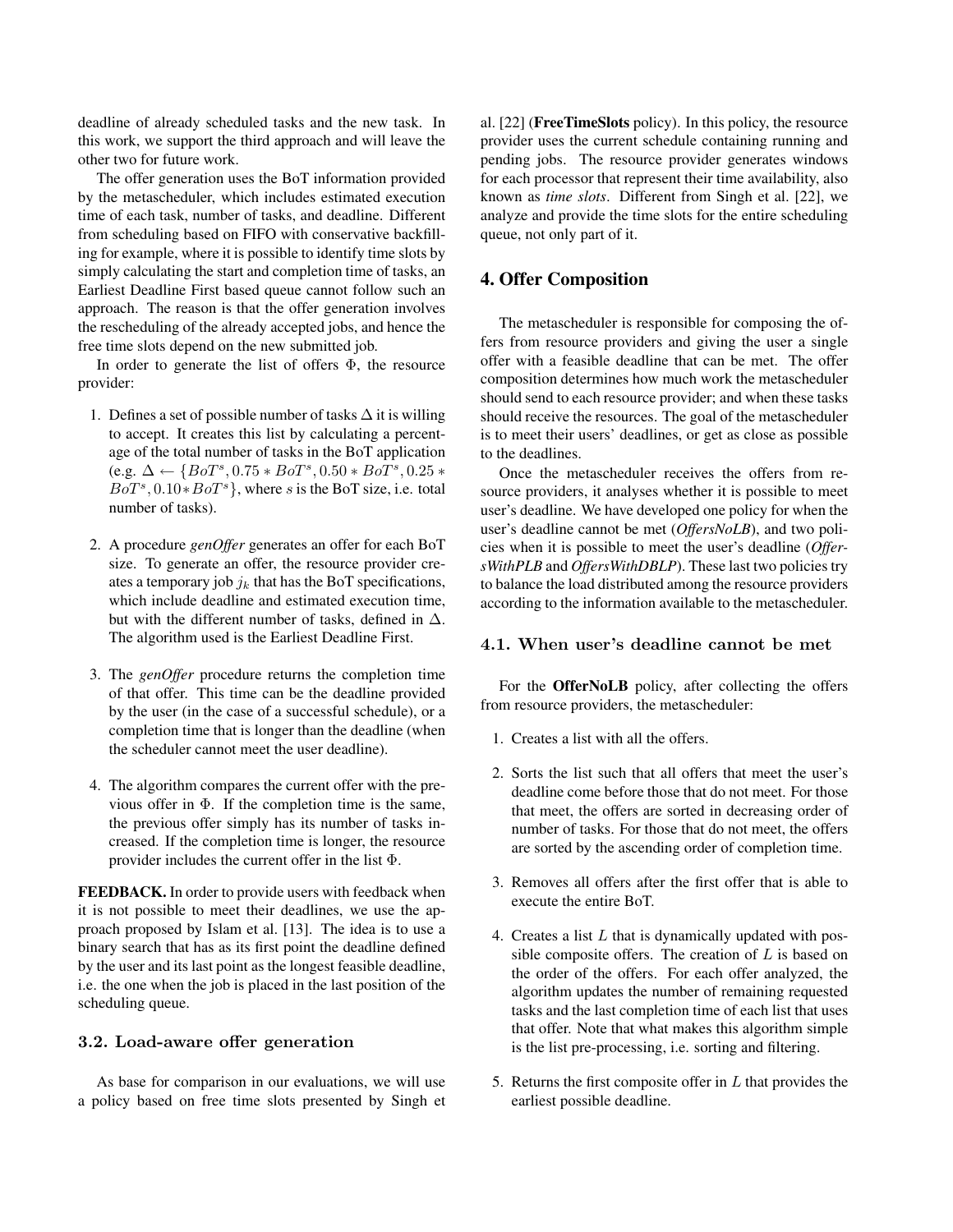deadline of already scheduled tasks and the new task. In this work, we support the third approach and will leave the other two for future work.

The offer generation uses the BoT information provided by the metascheduler, which includes estimated execution time of each task, number of tasks, and deadline. Different from scheduling based on FIFO with conservative backfilling for example, where it is possible to identify time slots by simply calculating the start and completion time of tasks, an Earliest Deadline First based queue cannot follow such an approach. The reason is that the offer generation involves the rescheduling of the already accepted jobs, and hence the free time slots depend on the new submitted job.

In order to generate the list of offers $\Phi$, the resource provider:

1. Defines a set of possible number of tasks $\Delta$ it is willing to accept. It creates this list by calculating a percentage of the total number of tasks in the BoT application (e.g. $\Delta \leftarrow \{BoT^s, 0.75 * BoT^s, 0.50 * BoT^s, 0.25 * BoT^s, 0.10 * BoT^s\}$, where $s$ is the BoT size, i.e. total number of tasks).

2. A procedure *genOffer* generates an offer for each BoT size. To generate an offer, the resource provider creates a temporary job $j_k$ that has the BoT specifications, which include deadline and estimated execution time, but with the different number of tasks, defined in $\Delta$. The algorithm used is the Earliest Deadline First.

3. The *genOffer* procedure returns the completion time of that offer. This time can be the deadline provided by the user (in the case of a successful schedule), or a completion time that is longer than the deadline (when the scheduler cannot meet the user deadline).

4. The algorithm compares the current offer with the previous offer in $\Phi$. If the completion time is the same, the previous offer simply has its number of tasks increased. If the completion time is longer, the resource provider includes the current offer in the list $\Phi$.

**FEEDBACK.** In order to provide users with feedback when it is not possible to meet their deadlines, we use the approach proposed by Islam et al. [13]. The idea is to use a binary search that has as its first point the deadline defined by the user and its last point as the longest feasible deadline, i.e. the one when the job is placed in the last position of the scheduling queue.

### 3.2. Load-aware offer generation

As base for comparison in our evaluations, we will use a policy based on free time slots presented by Singh et al. [22] (**FreeTimeSlots** policy). In this policy, the resource provider uses the current schedule containing running and pending jobs. The resource provider generates windows for each processor that represent their time availability, also known as *time slots*. Different from Singh et al. [22], we analyze and provide the time slots for the entire scheduling queue, not only part of it.

## 4. Offer Composition

The metascheduler is responsible for composing the offers from resource providers and giving the user a single offer with a feasible deadline that can be met. The offer composition determines how much work the metascheduler should send to each resource provider; and when these tasks should receive the resources. The goal of the metascheduler is to meet their users' deadlines, or get as close as possible to the deadlines.

Once the metascheduler receives the offers from resource providers, it analyses whether it is possible to meet user's deadline. We have developed one policy for when the user's deadline cannot be met (*OffersNoLB*), and two policies when it is possible to meet the user's deadline (*OffersWithPLB* and *OffersWithDBLP*). These last two policies try to balance the load distributed among the resource providers according to the information available to the metascheduler.

### 4.1. When user's deadline cannot be met

For the **OfferNoLB** policy, after collecting the offers from resource providers, the metascheduler:

1. Creates a list with all the offers.

2. Sorts the list such that all offers that meet the user's deadline come before those that do not meet. For those that meet, the offers are sorted in decreasing order of number of tasks. For those that do not meet, the offers are sorted by the ascending order of completion time.

3. Removes all offers after the first offer that is able to execute the entire BoT.

4. Creates a list $L$ that is dynamically updated with possible composite offers. The creation of $L$ is based on the order of the offers. For each offer analyzed, the algorithm updates the number of remaining requested tasks and the last completion time of each list that uses that offer. Note that what makes this algorithm simple is the list pre-processing, i.e. sorting and filtering.

5. Returns the first composite offer in $L$ that provides the earliest possible deadline.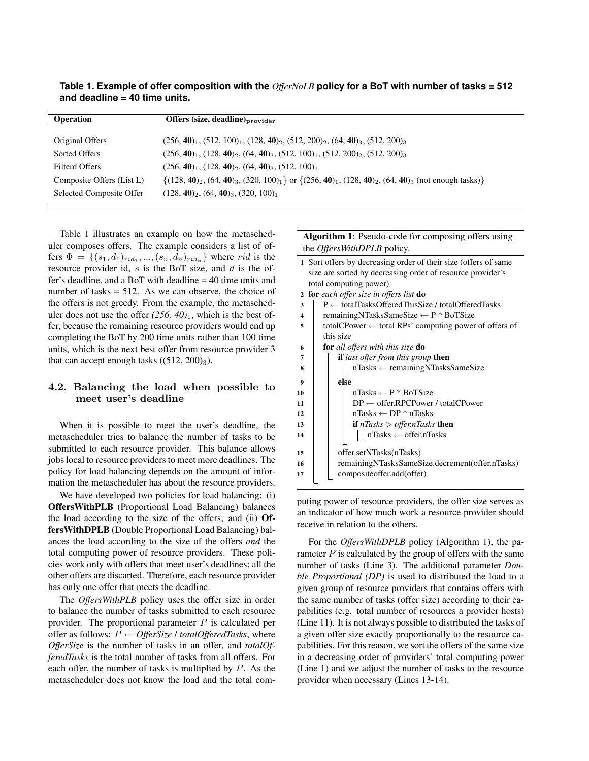**Table 1. Example of offer composition with the *OfferNoLB* policy for a BoT with number of tasks = 512 and deadline = 40 time units.**

| Operation | Offers (size, deadline)$_{\text{provider}}$ |
|---|---|
| Original Offers | $(256, \mathbf{40})_1$, $(512, 100)_1$, $(128, \mathbf{40})_2$, $(512, 200)_2$, $(64, \mathbf{40})_3$, $(512, 200)_3$ |
| Sorted Offers | $(256, \mathbf{40})_1$, $(128, \mathbf{40})_2$, $(64, \mathbf{40})_3$, $(512, 100)_1$, $(512, 200)_2$, $(512, 200)_3$ |
| Filterd Offers | $(256, \mathbf{40})_1$, $(128, \mathbf{40})_2$, $(64, \mathbf{40})_3$, $(512, 100)_1$ |
| Composite Offers (List L) | $\{(128, \mathbf{40})_2, (64, \mathbf{40})_3, (320, 100)_1\}$ or $\{(256, \mathbf{40})_1, (128, \mathbf{40})_2, (64, \mathbf{40})_3$ (not enough tasks)$\}$ |
| Selected Composite Offer | $(128, \mathbf{40})_2$, $(64, \mathbf{40})_3$, $(320, 100)_1$ |

Table 1 illustrates an example on how the metascheduler composes offers. The example considers a list of offers $\Phi = \{(s_1, d_1)_{rid_1}, ..., (s_n, d_n)_{rid_n}\}$ where $rid$ is the resource provider id, $s$ is the BoT size, and $d$ is the offer's deadline, and a BoT with deadline = 40 time units and number of tasks = 512. As we can observe, the choice of the offers is not greedy. From the example, the metascheduler does not use the offer *(256, 40)*$_1$, which is the best offer, because the remaining resource providers would end up completing the BoT by 200 time units rather than 100 time units, which is the next best offer from resource provider 3 that can accept enough tasks ($(512, 200)_3$).

## 4.2. Balancing the load when possible to meet user's deadline

When it is possible to meet the user's deadline, the metascheduler tries to balance the number of tasks to be submitted to each resource provider. This balance allows jobs local to resource providers to meet more deadlines. The policy for load balancing depends on the amount of information the metascheduler has about the resource providers.

We have developed two policies for load balancing: (i) **OffersWithPLB** (Proportional Load Balancing) balances the load according to the size of the offers; and (ii) **OffersWithDPLB** (Double Proportional Load Balancing) balances the load according to the size of the offers *and* the total computing power of resource providers. These policies work only with offers that meet user's deadlines; all the other offers are discarted. Therefore, each resource provider has only one offer that meets the deadline.

The *OffersWithPLB* policy uses the offer size in order to balance the number of tasks submitted to each resource provider. The proportional parameter $P$ is calculated per offer as follows: $P \leftarrow$ *OfferSize* / *totalOfferedTasks*, where *OfferSize* is the number of tasks in an offer, and *totalOfferedTasks* is the total number of tasks from all offers. For each offer, the number of tasks is multiplied by $P$. As the metascheduler does not know the load and the total computing power of resource providers, the offer size serves as an indicator of how much work a resource provider should receive in relation to the others.

**Algorithm 1**: Pseudo-code for composing offers using the *OffersWithDPLB* policy.

```
1  Sort offers by decreasing order of their size (offers of same
   size are sorted by decreasing order of resource provider's
   total computing power)
2  for each offer size in offers list do
3      P ← totalTasksOfferedThisSize / totalOfferedTasks
4      remainingNTasksSameSize ← P * BoTSize
5      totalCPower ← total RPs' computing power of offers of
       this size
6      for all offers with this size do
7          if last offer from this group then
8              nTasks ← remainingNTasksSameSize
9          else
10             nTasks ← P * BoTSize
11             DP ← offer.RPCPower / totalCPower
12             nTasks ← DP * nTasks
13             if nTasks > offer.nTasks then
14                 nTasks ← offer.nTasks
15         offer.setNTasks(nTasks)
16         remainingNTasksSameSize.decrement(offer.nTasks)
17         compositeoffer.add(offer)
```

For the *OffersWithDPLB* policy (Algorithm 1), the parameter $P$ is calculated by the group of offers with the same number of tasks (Line 3). The additional parameter *Double Proportional (DP)* is used to distributed the load to a given group of resource providers that contains offers with the same number of tasks (offer size) according to their capabilities (e.g. total number of resources a provider hosts) (Line 11). It is not always possible to distributed the tasks of a given offer size exactly proportionally to the resource capabilities. For this reason, we sort the offers of the same size in a decreasing order of providers' total computing power (Line 1) and we adjust the number of tasks to the resource provider when necessary (Lines 13-14).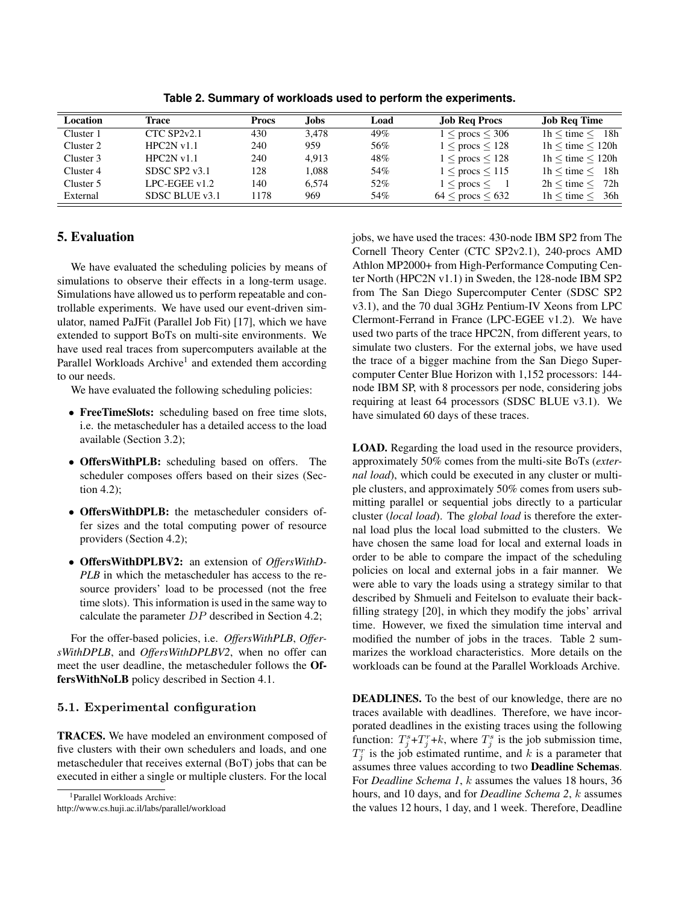**Table 2. Summary of workloads used to perform the experiments.**

| Location | Trace | Procs | Jobs | Load | Job Req Procs | Job Req Time |
|---|---|---|---|---|---|---|
| Cluster 1 | CTC SP2v2.1 | 430 | 3,478 | 49% | $1 \leq$ procs $\leq 306$ | 1h $\leq$ time $\leq$ 18h |
| Cluster 2 | HPC2N v1.1 | 240 | 959 | 56% | $1 \leq$ procs $\leq 128$ | 1h $\leq$ time $\leq$ 120h |
| Cluster 3 | HPC2N v1.1 | 240 | 4,913 | 48% | $1 \leq$ procs $\leq 128$ | 1h $\leq$ time $\leq$ 120h |
| Cluster 4 | SDSC SP2 v3.1 | 128 | 1,088 | 54% | $1 \leq$ procs $\leq 115$ | 1h $\leq$ time $\leq$ 18h |
| Cluster 5 | LPC-EGEE v1.2 | 140 | 6,574 | 52% | $1 \leq$ procs $\leq$ 1 | 2h $\leq$ time $\leq$ 72h |
| External | SDSC BLUE v3.1 | 1178 | 969 | 54% | $64 \leq$ procs $\leq 632$ | 1h $\leq$ time $\leq$ 36h |

## 5. Evaluation

We have evaluated the scheduling policies by means of simulations to observe their effects in a long-term usage. Simulations have allowed us to perform repeatable and controllable experiments. We have used our event-driven simulator, named PaJFit (Parallel Job Fit) [17], which we have extended to support BoTs on multi-site environments. We have used real traces from supercomputers available at the Parallel Workloads Archive[1] and extended them according to our needs.

We have evaluated the following scheduling policies:

- **FreeTimeSlots:** scheduling based on free time slots, i.e. the metascheduler has a detailed access to the load available (Section 3.2);
- **OffersWithPLB:** scheduling based on offers. The scheduler composes offers based on their sizes (Section 4.2);
- **OffersWithDPLB:** the metascheduler considers offer sizes and the total computing power of resource providers (Section 4.2);
- **OffersWithDPLBV2:** an extension of *OffersWithDPLB* in which the metascheduler has access to the resource providers' load to be processed (not the free time slots). This information is used in the same way to calculate the parameter $DP$ described in Section 4.2;

For the offer-based policies, i.e. *OffersWithPLB*, *OffersWithDPLB*, and *OffersWithDPLBV2*, when no offer can meet the user deadline, the metascheduler follows the **OffersWithNoLB** policy described in Section 4.1.

### 5.1. Experimental configuration

**TRACES.** We have modeled an environment composed of five clusters with their own schedulers and loads, and one metascheduler that receives external (BoT) jobs that can be executed in either a single or multiple clusters. For the local jobs, we have used the traces: 430-node IBM SP2 from The Cornell Theory Center (CTC SP2v2.1), 240-procs AMD Athlon MP2000+ from High-Performance Computing Center North (HPC2N v1.1) in Sweden, the 128-node IBM SP2 from The San Diego Supercomputer Center (SDSC SP2 v3.1), and the 70 dual 3GHz Pentium-IV Xeons from LPC Clermont-Ferrand in France (LPC-EGEE v1.2). We have used two parts of the trace HPC2N, from different years, to simulate two clusters. For the external jobs, we have used the trace of a bigger machine from the San Diego Supercomputer Center Blue Horizon with 1,152 processors: 144-node IBM SP, with 8 processors per node, considering jobs requiring at least 64 processors (SDSC BLUE v3.1). We have simulated 60 days of these traces.

**LOAD.** Regarding the load used in the resource providers, approximately 50% comes from the multi-site BoTs (*external load*), which could be executed in any cluster or multiple clusters, and approximately 50% comes from users submitting parallel or sequential jobs directly to a particular cluster (*local load*). The *global load* is therefore the external load plus the local load submitted to the clusters. We have chosen the same load for local and external loads in order to be able to compare the impact of the scheduling policies on local and external jobs in a fair manner. We were able to vary the loads using a strategy similar to that described by Shmueli and Feitelson to evaluate their backfilling strategy [20], in which they modify the jobs' arrival time. However, we fixed the simulation time interval and modified the number of jobs in the traces. Table 2 summarizes the workload characteristics. More details on the workloads can be found at the Parallel Workloads Archive.

**DEADLINES.** To the best of our knowledge, there are no traces available with deadlines. Therefore, we have incorporated deadlines in the existing traces using the following function: $T_j^s$+$T_j^r$+$k$, where $T_j^s$ is the job submission time, $T_j^r$ is the job estimated runtime, and $k$ is a parameter that assumes three values according to two **Deadline Schemas**. For *Deadline Schema 1*, $k$ assumes the values 18 hours, 36 hours, and 10 days, and for *Deadline Schema 2*, $k$ assumes the values 12 hours, 1 day, and 1 week. Therefore, Deadline

[1] Parallel Workloads Archive: http://www.cs.huji.ac.il/labs/parallel/workload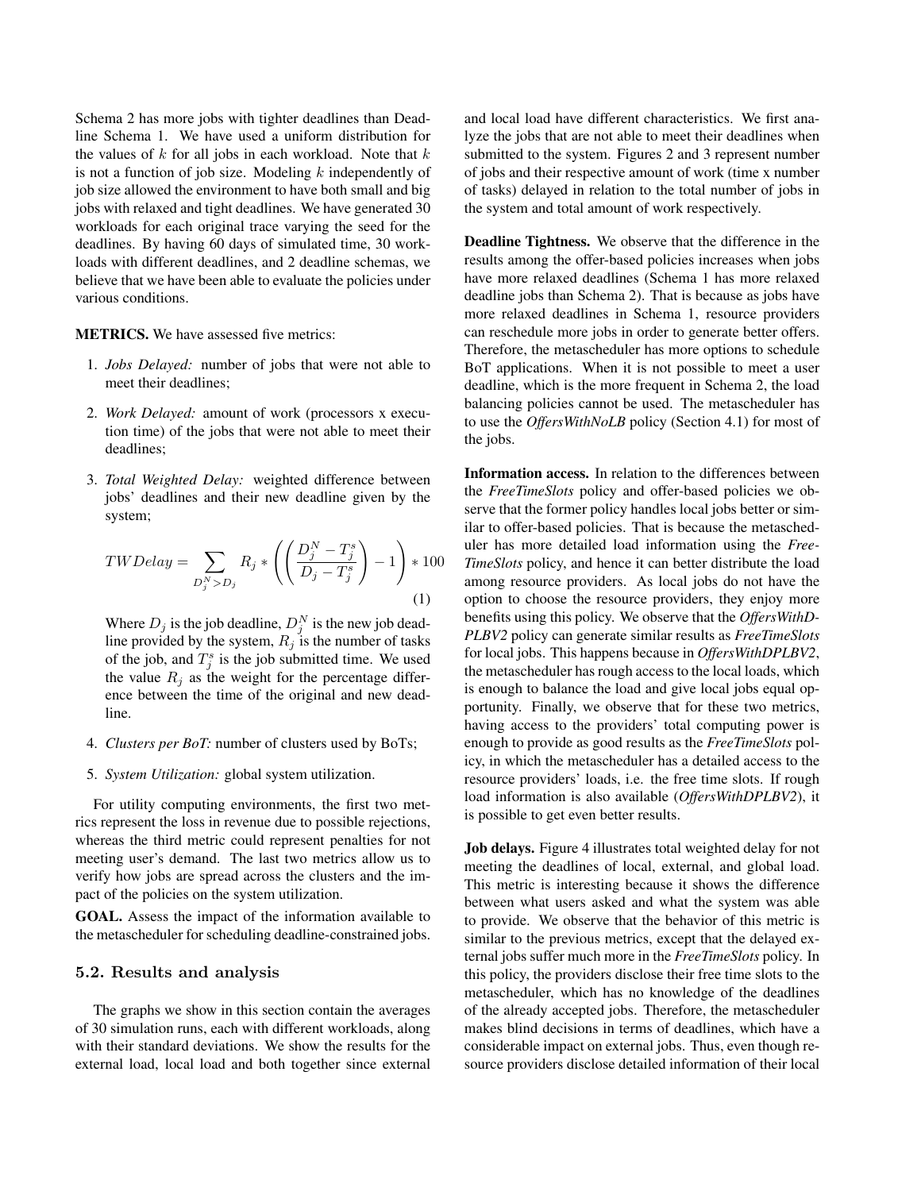Schema 2 has more jobs with tighter deadlines than Deadline Schema 1. We have used a uniform distribution for the values of $k$ for all jobs in each workload. Note that $k$ is not a function of job size. Modeling $k$ independently of job size allowed the environment to have both small and big jobs with relaxed and tight deadlines. We have generated 30 workloads for each original trace varying the seed for the deadlines. By having 60 days of simulated time, 30 workloads with different deadlines, and 2 deadline schemas, we believe that we have been able to evaluate the policies under various conditions.

**METRICS.** We have assessed five metrics:

1. *Jobs Delayed:* number of jobs that were not able to meet their deadlines;
2. *Work Delayed:* amount of work (processors x execution time) of the jobs that were not able to meet their deadlines;
3. *Total Weighted Delay:* weighted difference between jobs' deadlines and their new deadline given by the system;

$$TWDelay = \sum_{D_j^N > D_j} R_j * \left( \left( \frac{D_j^N - T_j^s}{D_j - T_j^s} \right) - 1 \right) * 100 \quad (1)$$

   Where $D_j$ is the job deadline, $D_j^N$ is the new job deadline provided by the system, $R_j$ is the number of tasks of the job, and $T_j^s$ is the job submitted time. We used the value $R_j$ as the weight for the percentage difference between the time of the original and new deadline.

4. *Clusters per BoT:* number of clusters used by BoTs;
5. *System Utilization:* global system utilization.

For utility computing environments, the first two metrics represent the loss in revenue due to possible rejections, whereas the third metric could represent penalties for not meeting user's demand. The last two metrics allow us to verify how jobs are spread across the clusters and the impact of the policies on the system utilization.

**GOAL.** Assess the impact of the information available to the metascheduler for scheduling deadline-constrained jobs.

### 5.2. Results and analysis

The graphs we show in this section contain the averages of 30 simulation runs, each with different workloads, along with their standard deviations. We show the results for the external load, local load and both together since external and local load have different characteristics. We first analyze the jobs that are not able to meet their deadlines when submitted to the system. Figures 2 and 3 represent number of jobs and their respective amount of work (time x number of tasks) delayed in relation to the total number of jobs in the system and total amount of work respectively.

**Deadline Tightness.** We observe that the difference in the results among the offer-based policies increases when jobs have more relaxed deadlines (Schema 1 has more relaxed deadline jobs than Schema 2). That is because as jobs have more relaxed deadlines in Schema 1, resource providers can reschedule more jobs in order to generate better offers. Therefore, the metascheduler has more options to schedule BoT applications. When it is not possible to meet a user deadline, which is the more frequent in Schema 2, the load balancing policies cannot be used. The metascheduler has to use the *OffersWithNoLB* policy (Section 4.1) for most of the jobs.

**Information access.** In relation to the differences between the *FreeTimeSlots* policy and offer-based policies we observe that the former policy handles local jobs better or similar to offer-based policies. That is because the metascheduler has more detailed load information using the *FreeTimeSlots* policy, and hence it can better distribute the load among resource providers. As local jobs do not have the option to choose the resource providers, they enjoy more benefits using this policy. We observe that the *OffersWithDPLBV2* policy can generate similar results as *FreeTimeSlots* for local jobs. This happens because in *OffersWithDPLBV2*, the metascheduler has rough access to the local loads, which is enough to balance the load and give local jobs equal opportunity. Finally, we observe that for these two metrics, having access to the providers' total computing power is enough to provide as good results as the *FreeTimeSlots* policy, in which the metascheduler has a detailed access to the resource providers' loads, i.e. the free time slots. If rough load information is also available (*OffersWithDPLBV2*), it is possible to get even better results.

**Job delays.** Figure 4 illustrates total weighted delay for not meeting the deadlines of local, external, and global load. This metric is interesting because it shows the difference between what users asked and what the system was able to provide. We observe that the behavior of this metric is similar to the previous metrics, except that the delayed external jobs suffer much more in the *FreeTimeSlots* policy. In this policy, the providers disclose their free time slots to the metascheduler, which has no knowledge of the deadlines of the already accepted jobs. Therefore, the metascheduler makes blind decisions in terms of deadlines, which have a considerable impact on external jobs. Thus, even though resource providers disclose detailed information of their local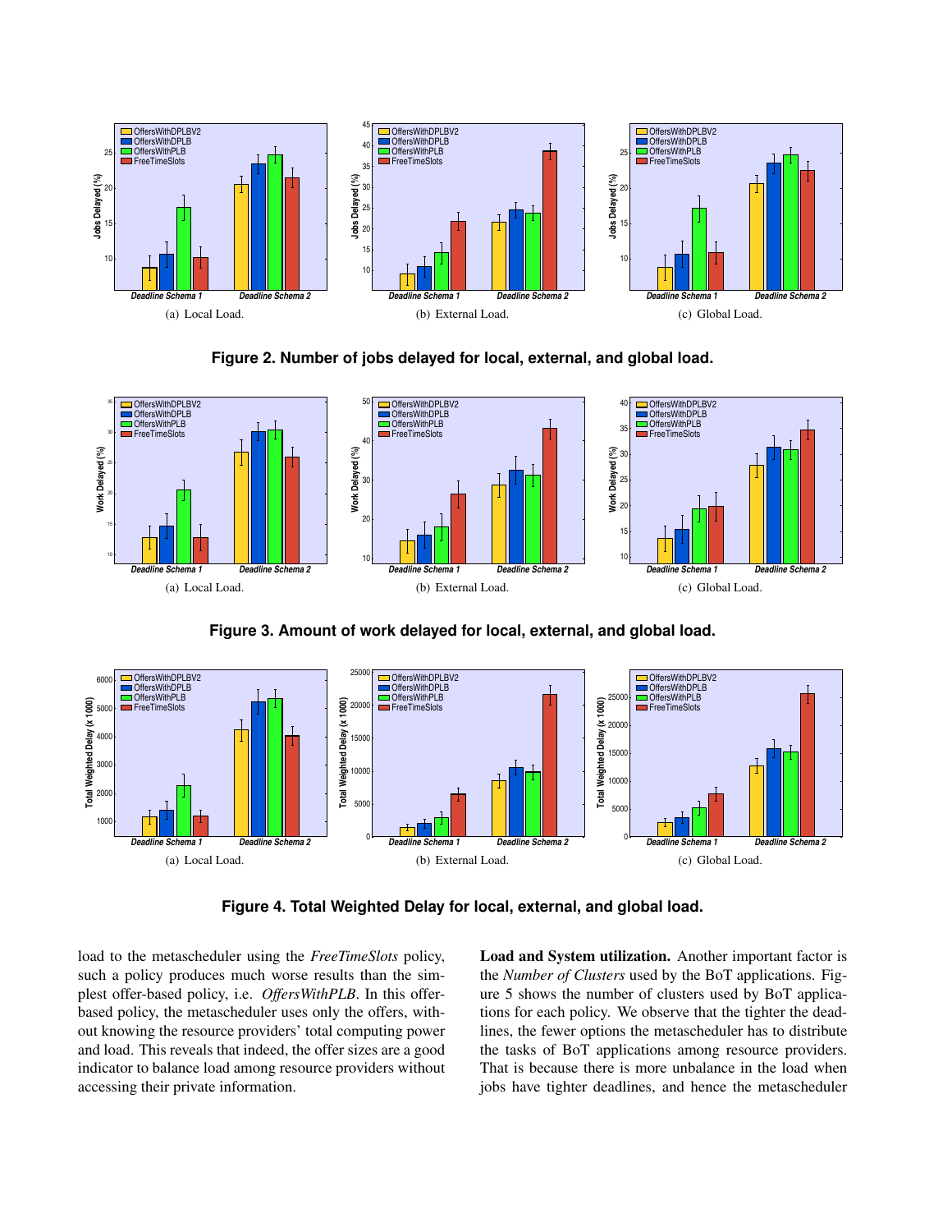(a) Local Load.

(b) External Load.

(c) Global Load.

**Figure 2. Number of jobs delayed for local, external, and global load.**

(a) Local Load.

(b) External Load.

(c) Global Load.

**Figure 3. Amount of work delayed for local, external, and global load.**

(a) Local Load.

(b) External Load.

(c) Global Load.

**Figure 4. Total Weighted Delay for local, external, and global load.**

load to the metascheduler using the *FreeTimeSlots* policy, such a policy produces much worse results than the simplest offer-based policy, i.e. *OffersWithPLB*. In this offer-based policy, the metascheduler uses only the offers, without knowing the resource providers' total computing power and load. This reveals that indeed, the offer sizes are a good indicator to balance load among resource providers without accessing their private information.

**Load and System utilization.** Another important factor is the *Number of Clusters* used by the BoT applications. Figure 5 shows the number of clusters used by BoT applications for each policy. We observe that the tighter the deadlines, the fewer options the metascheduler has to distribute the tasks of BoT applications among resource providers. That is because there is more unbalance in the load when jobs have tighter deadlines, and hence the metascheduler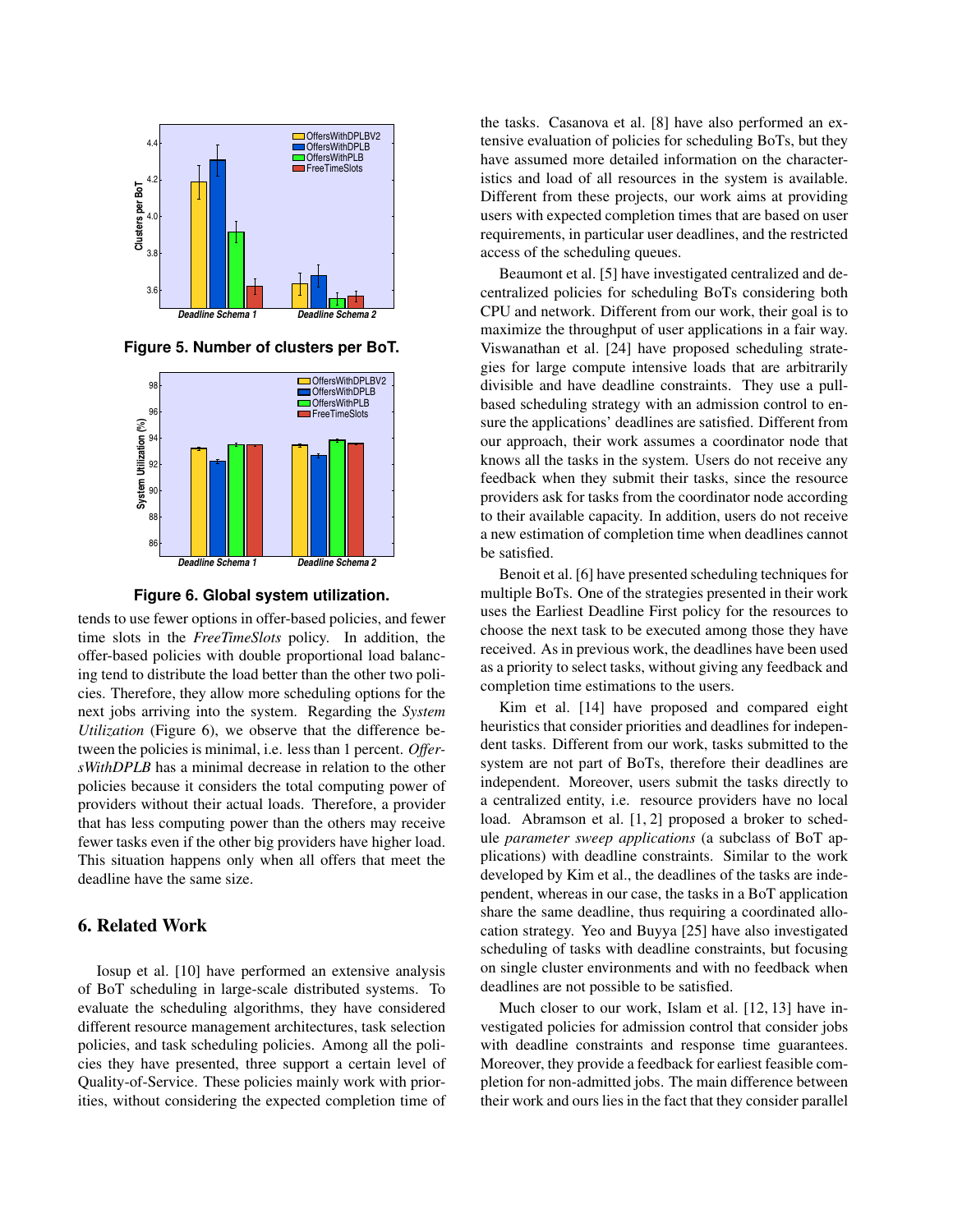Figure 5. Number of clusters per BoT.

Figure 6. Global system utilization.

tends to use fewer options in offer-based policies, and fewer time slots in the *FreeTimeSlots* policy. In addition, the offer-based policies with double proportional load balancing tend to distribute the load better than the other two policies. Therefore, they allow more scheduling options for the next jobs arriving into the system. Regarding the *System Utilization* (Figure 6), we observe that the difference between the policies is minimal, i.e. less than 1 percent. *OffersWithDPLB* has a minimal decrease in relation to the other policies because it considers the total computing power of providers without their actual loads. Therefore, a provider that has less computing power than the others may receive fewer tasks even if the other big providers have higher load. This situation happens only when all offers that meet the deadline have the same size.

## 6. Related Work

Iosup et al. [10] have performed an extensive analysis of BoT scheduling in large-scale distributed systems. To evaluate the scheduling algorithms, they have considered different resource management architectures, task selection policies, and task scheduling policies. Among all the policies they have presented, three support a certain level of Quality-of-Service. These policies mainly work with priorities, without considering the expected completion time of the tasks. Casanova et al. [8] have also performed an extensive evaluation of policies for scheduling BoTs, but they have assumed more detailed information on the characteristics and load of all resources in the system is available. Different from these projects, our work aims at providing users with expected completion times that are based on user requirements, in particular user deadlines, and the restricted access of the scheduling queues.

Beaumont et al. [5] have investigated centralized and decentralized policies for scheduling BoTs considering both CPU and network. Different from our work, their goal is to maximize the throughput of user applications in a fair way. Viswanathan et al. [24] have proposed scheduling strategies for large compute intensive loads that are arbitrarily divisible and have deadline constraints. They use a pull-based scheduling strategy with an admission control to ensure the applications' deadlines are satisfied. Different from our approach, their work assumes a coordinator node that knows all the tasks in the system. Users do not receive any feedback when they submit their tasks, since the resource providers ask for tasks from the coordinator node according to their available capacity. In addition, users do not receive a new estimation of completion time when deadlines cannot be satisfied.

Benoit et al. [6] have presented scheduling techniques for multiple BoTs. One of the strategies presented in their work uses the Earliest Deadline First policy for the resources to choose the next task to be executed among those they have received. As in previous work, the deadlines have been used as a priority to select tasks, without giving any feedback and completion time estimations to the users.

Kim et al. [14] have proposed and compared eight heuristics that consider priorities and deadlines for independent tasks. Different from our work, tasks submitted to the system are not part of BoTs, therefore their deadlines are independent. Moreover, users submit the tasks directly to a centralized entity, i.e. resource providers have no local load. Abramson et al. [1, 2] proposed a broker to schedule *parameter sweep applications* (a subclass of BoT applications) with deadline constraints. Similar to the work developed by Kim et al., the deadlines of the tasks are independent, whereas in our case, the tasks in a BoT application share the same deadline, thus requiring a coordinated allocation strategy. Yeo and Buyya [25] have also investigated scheduling of tasks with deadline constraints, but focusing on single cluster environments and with no feedback when deadlines are not possible to be satisfied.

Much closer to our work, Islam et al. [12, 13] have investigated policies for admission control that consider jobs with deadline constraints and response time guarantees. Moreover, they provide a feedback for earliest feasible completion for non-admitted jobs. The main difference between their work and ours lies in the fact that they consider parallel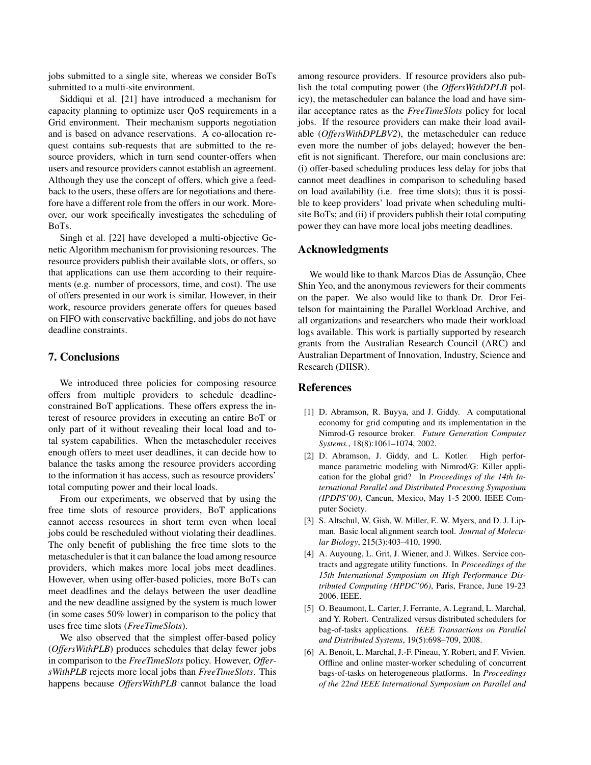jobs submitted to a single site, whereas we consider BoTs submitted to a multi-site environment.

Siddiqui et al. [21] have introduced a mechanism for capacity planning to optimize user QoS requirements in a Grid environment. Their mechanism supports negotiation and is based on advance reservations. A co-allocation request contains sub-requests that are submitted to the resource providers, which in turn send counter-offers when users and resource providers cannot establish an agreement. Although they use the concept of offers, which give a feedback to the users, these offers are for negotiations and therefore have a different role from the offers in our work. Moreover, our work specifically investigates the scheduling of BoTs.

Singh et al. [22] have developed a multi-objective Genetic Algorithm mechanism for provisioning resources. The resource providers publish their available slots, or offers, so that applications can use them according to their requirements (e.g. number of processors, time, and cost). The use of offers presented in our work is similar. However, in their work, resource providers generate offers for queues based on FIFO with conservative backfilling, and jobs do not have deadline constraints.

## 7. Conclusions

We introduced three policies for composing resource offers from multiple providers to schedule deadline-constrained BoT applications. These offers express the interest of resource providers in executing an entire BoT or only part of it without revealing their local load and total system capabilities. When the metascheduler receives enough offers to meet user deadlines, it can decide how to balance the tasks among the resource providers according to the information it has access, such as resource providers' total computing power and their local loads.

From our experiments, we observed that by using the free time slots of resource providers, BoT applications cannot access resources in short term even when local jobs could be rescheduled without violating their deadlines. The only benefit of publishing the free time slots to the metascheduler is that it can balance the load among resource providers, which makes more local jobs meet deadlines. However, when using offer-based policies, more BoTs can meet deadlines and the delays between the user deadline and the new deadline assigned by the system is much lower (in some cases 50% lower) in comparison to the policy that uses free time slots (*FreeTimeSlots*).

We also observed that the simplest offer-based policy (*OffersWithPLB*) produces schedules that delay fewer jobs in comparison to the *FreeTimeSlots* policy. However, *OffersWithPLB* rejects more local jobs than *FreeTimeSlots*. This happens because *OffersWithPLB* cannot balance the load among resource providers. If resource providers also publish the total computing power (the *OffersWithDPLB* policy), the metascheduler can balance the load and have similar acceptance rates as the *FreeTimeSlots* policy for local jobs. If the resource providers can make their load available (*OffersWithDPLBV2*), the metascheduler can reduce even more the number of jobs delayed; however the benefit is not significant. Therefore, our main conclusions are: (i) offer-based scheduling produces less delay for jobs that cannot meet deadlines in comparison to scheduling based on load availability (i.e. free time slots); thus it is possible to keep providers' load private when scheduling multi-site BoTs; and (ii) if providers publish their total computing power they can have more local jobs meeting deadlines.

## Acknowledgments

We would like to thank Marcos Dias de Assunção, Chee Shin Yeo, and the anonymous reviewers for their comments on the paper. We also would like to thank Dr. Dror Feitelson for maintaining the Parallel Workload Archive, and all organizations and researchers who made their workload logs available. This work is partially supported by research grants from the Australian Research Council (ARC) and Australian Department of Innovation, Industry, Science and Research (DIISR).

## References

[1] D. Abramson, R. Buyya, and J. Giddy. A computational economy for grid computing and its implementation in the Nimrod-G resource broker. *Future Generation Computer Systems.*, 18(8):1061–1074, 2002.

[2] D. Abramson, J. Giddy, and L. Kotler. High performance parametric modeling with Nimrod/G: Killer application for the global grid? In *Proceedings of the 14th International Parallel and Distributed Processing Symposium (IPDPS'00)*, Cancun, Mexico, May 1-5 2000. IEEE Computer Society.

[3] S. Altschul, W. Gish, W. Miller, E. W. Myers, and D. J. Lipman. Basic local alignment search tool. *Journal of Molecular Biology*, 215(3):403–410, 1990.

[4] A. Auyoung, L. Grit, J. Wiener, and J. Wilkes. Service contracts and aggregate utility functions. In *Proceedings of the 15th International Symposium on High Performance Distributed Computing (HPDC'06)*, Paris, France, June 19-23 2006. IEEE.

[5] O. Beaumont, L. Carter, J. Ferrante, A. Legrand, L. Marchal, and Y. Robert. Centralized versus distributed schedulers for bag-of-tasks applications. *IEEE Transactions on Parallel and Distributed Systems*, 19(5):698–709, 2008.

[6] A. Benoit, L. Marchal, J.-F. Pineau, Y. Robert, and F. Vivien. Offline and online master-worker scheduling of concurrent bags-of-tasks on heterogeneous platforms. In *Proceedings of the 22nd IEEE International Symposium on Parallel and*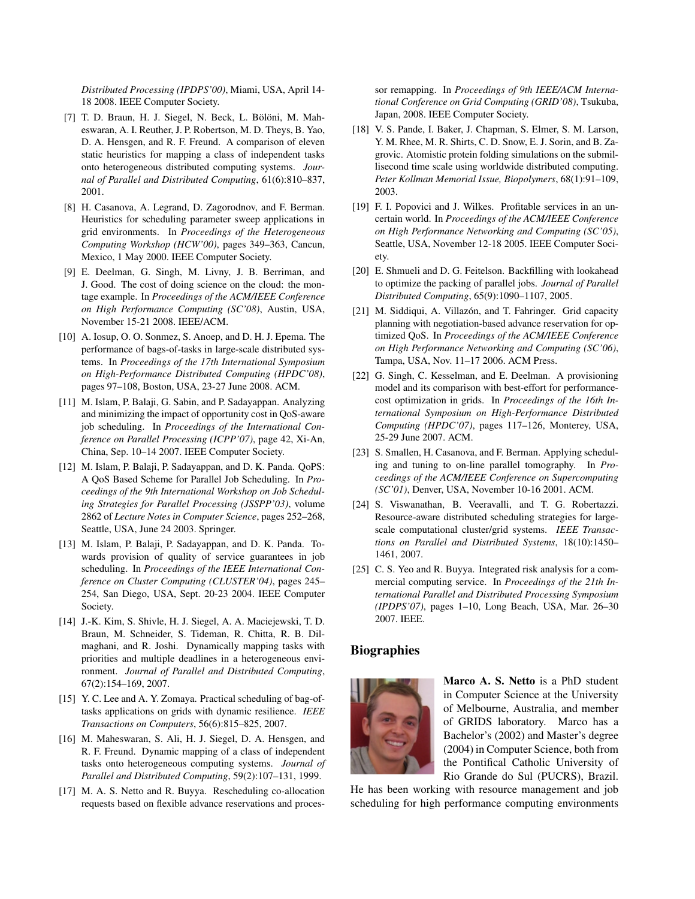*Distributed Processing (IPDPS'00)*, Miami, USA, April 14-18 2008. IEEE Computer Society.

[7] T. D. Braun, H. J. Siegel, N. Beck, L. Bölöni, M. Maheswaran, A. I. Reuther, J. P. Robertson, M. D. Theys, B. Yao, D. A. Hensgen, and R. F. Freund. A comparison of eleven static heuristics for mapping a class of independent tasks onto heterogeneous distributed computing systems. *Journal of Parallel and Distributed Computing*, 61(6):810–837, 2001.

[8] H. Casanova, A. Legrand, D. Zagorodnov, and F. Berman. Heuristics for scheduling parameter sweep applications in grid environments. In *Proceedings of the Heterogeneous Computing Workshop (HCW'00)*, pages 349–363, Cancun, Mexico, 1 May 2000. IEEE Computer Society.

[9] E. Deelman, G. Singh, M. Livny, J. B. Berriman, and J. Good. The cost of doing science on the cloud: the montage example. In *Proceedings of the ACM/IEEE Conference on High Performance Computing (SC'08)*, Austin, USA, November 15-21 2008. IEEE/ACM.

[10] A. Iosup, O. O. Sonmez, S. Anoep, and D. H. J. Epema. The performance of bags-of-tasks in large-scale distributed systems. In *Proceedings of the 17th International Symposium on High-Performance Distributed Computing (HPDC'08)*, pages 97–108, Boston, USA, 23-27 June 2008. ACM.

[11] M. Islam, P. Balaji, G. Sabin, and P. Sadayappan. Analyzing and minimizing the impact of opportunity cost in QoS-aware job scheduling. In *Proceedings of the International Conference on Parallel Processing (ICPP'07)*, page 42, Xi-An, China, Sep. 10–14 2007. IEEE Computer Society.

[12] M. Islam, P. Balaji, P. Sadayappan, and D. K. Panda. QoPS: A QoS Based Scheme for Parallel Job Scheduling. In *Proceedings of the 9th International Workshop on Job Scheduling Strategies for Parallel Processing (JSSPP'03)*, volume 2862 of *Lecture Notes in Computer Science*, pages 252–268, Seattle, USA, June 24 2003. Springer.

[13] M. Islam, P. Balaji, P. Sadayappan, and D. K. Panda. Towards provision of quality of service guarantees in job scheduling. In *Proceedings of the IEEE International Conference on Cluster Computing (CLUSTER'04)*, pages 245–254, San Diego, USA, Sept. 20-23 2004. IEEE Computer Society.

[14] J.-K. Kim, S. Shivle, H. J. Siegel, A. A. Maciejewski, T. D. Braun, M. Schneider, S. Tideman, R. Chitta, R. B. Dilmaghani, and R. Joshi. Dynamically mapping tasks with priorities and multiple deadlines in a heterogeneous environment. *Journal of Parallel and Distributed Computing*, 67(2):154–169, 2007.

[15] Y. C. Lee and A. Y. Zomaya. Practical scheduling of bag-of-tasks applications on grids with dynamic resilience. *IEEE Transactions on Computers*, 56(6):815–825, 2007.

[16] M. Maheswaran, S. Ali, H. J. Siegel, D. A. Hensgen, and R. F. Freund. Dynamic mapping of a class of independent tasks onto heterogeneous computing systems. *Journal of Parallel and Distributed Computing*, 59(2):107–131, 1999.

[17] M. A. S. Netto and R. Buyya. Rescheduling co-allocation requests based on flexible advance reservations and processor remapping. In *Proceedings of 9th IEEE/ACM International Conference on Grid Computing (GRID'08)*, Tsukuba, Japan, 2008. IEEE Computer Society.

[18] V. S. Pande, I. Baker, J. Chapman, S. Elmer, S. M. Larson, Y. M. Rhee, M. R. Shirts, C. D. Snow, E. J. Sorin, and B. Zagrovic. Atomistic protein folding simulations on the submillisecond time scale using worldwide distributed computing. *Peter Kollman Memorial Issue, Biopolymers*, 68(1):91–109, 2003.

[19] F. I. Popovici and J. Wilkes. Profitable services in an uncertain world. In *Proceedings of the ACM/IEEE Conference on High Performance Networking and Computing (SC'05)*, Seattle, USA, November 12-18 2005. IEEE Computer Society.

[20] E. Shmueli and D. G. Feitelson. Backfilling with lookahead to optimize the packing of parallel jobs. *Journal of Parallel Distributed Computing*, 65(9):1090–1107, 2005.

[21] M. Siddiqui, A. Villazón, and T. Fahringer. Grid capacity planning with negotiation-based advance reservation for optimized QoS. In *Proceedings of the ACM/IEEE Conference on High Performance Networking and Computing (SC'06)*, Tampa, USA, Nov. 11–17 2006. ACM Press.

[22] G. Singh, C. Kesselman, and E. Deelman. A provisioning model and its comparison with best-effort for performance-cost optimization in grids. In *Proceedings of the 16th International Symposium on High-Performance Distributed Computing (HPDC'07)*, pages 117–126, Monterey, USA, 25-29 June 2007. ACM.

[23] S. Smallen, H. Casanova, and F. Berman. Applying scheduling and tuning to on-line parallel tomography. In *Proceedings of the ACM/IEEE Conference on Supercomputing (SC'01)*, Denver, USA, November 10-16 2001. ACM.

[24] S. Viswanathan, B. Veeravalli, and T. G. Robertazzi. Resource-aware distributed scheduling strategies for large-scale computational cluster/grid systems. *IEEE Transactions on Parallel and Distributed Systems*, 18(10):1450–1461, 2007.

[25] C. S. Yeo and R. Buyya. Integrated risk analysis for a commercial computing service. In *Proceedings of the 21th International Parallel and Distributed Processing Symposium (IPDPS'07)*, pages 1–10, Long Beach, USA, Mar. 26–30 2007. IEEE.

## Biographies

**Marco A. S. Netto** is a PhD student in Computer Science at the University of Melbourne, Australia, and member of GRIDS laboratory. Marco has a Bachelor's (2002) and Master's degree (2004) in Computer Science, both from the Pontifical Catholic University of Rio Grande do Sul (PUCRS), Brazil. He has been working with resource management and job scheduling for high performance computing environments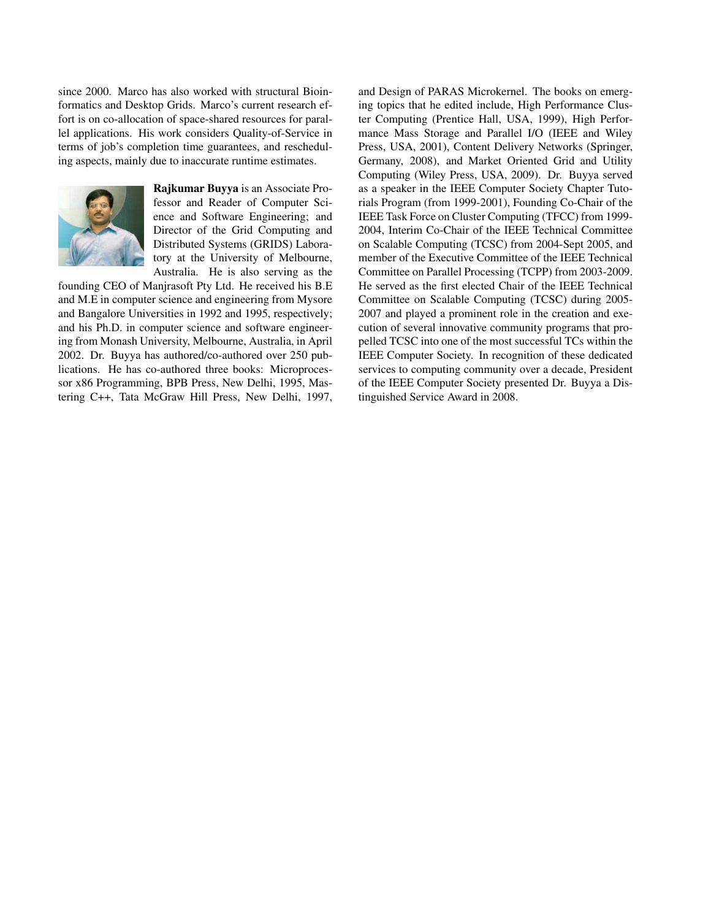since 2000. Marco has also worked with structural Bioinformatics and Desktop Grids. Marco's current research effort is on co-allocation of space-shared resources for parallel applications. His work considers Quality-of-Service in terms of job's completion time guarantees, and rescheduling aspects, mainly due to inaccurate runtime estimates.

**Rajkumar Buyya** is an Associate Professor and Reader of Computer Science and Software Engineering; and Director of the Grid Computing and Distributed Systems (GRIDS) Laboratory at the University of Melbourne, Australia. He is also serving as the founding CEO of Manjrasoft Pty Ltd. He received his B.E and M.E in computer science and engineering from Mysore and Bangalore Universities in 1992 and 1995, respectively; and his Ph.D. in computer science and software engineering from Monash University, Melbourne, Australia, in April 2002. Dr. Buyya has authored/co-authored over 250 publications. He has co-authored three books: Microprocessor x86 Programming, BPB Press, New Delhi, 1995, Mastering C++, Tata McGraw Hill Press, New Delhi, 1997, and Design of PARAS Microkernel. The books on emerging topics that he edited include, High Performance Cluster Computing (Prentice Hall, USA, 1999), High Performance Mass Storage and Parallel I/O (IEEE and Wiley Press, USA, 2001), Content Delivery Networks (Springer, Germany, 2008), and Market Oriented Grid and Utility Computing (Wiley Press, USA, 2009). Dr. Buyya served as a speaker in the IEEE Computer Society Chapter Tutorials Program (from 1999-2001), Founding Co-Chair of the IEEE Task Force on Cluster Computing (TFCC) from 1999-2004, Interim Co-Chair of the IEEE Technical Committee on Scalable Computing (TCSC) from 2004-Sept 2005, and member of the Executive Committee of the IEEE Technical Committee on Parallel Processing (TCPP) from 2003-2009. He served as the first elected Chair of the IEEE Technical Committee on Scalable Computing (TCSC) during 2005-2007 and played a prominent role in the creation and execution of several innovative community programs that propelled TCSC into one of the most successful TCs within the IEEE Computer Society. In recognition of these dedicated services to computing community over a decade, President of the IEEE Computer Society presented Dr. Buyya a Distinguished Service Award in 2008.